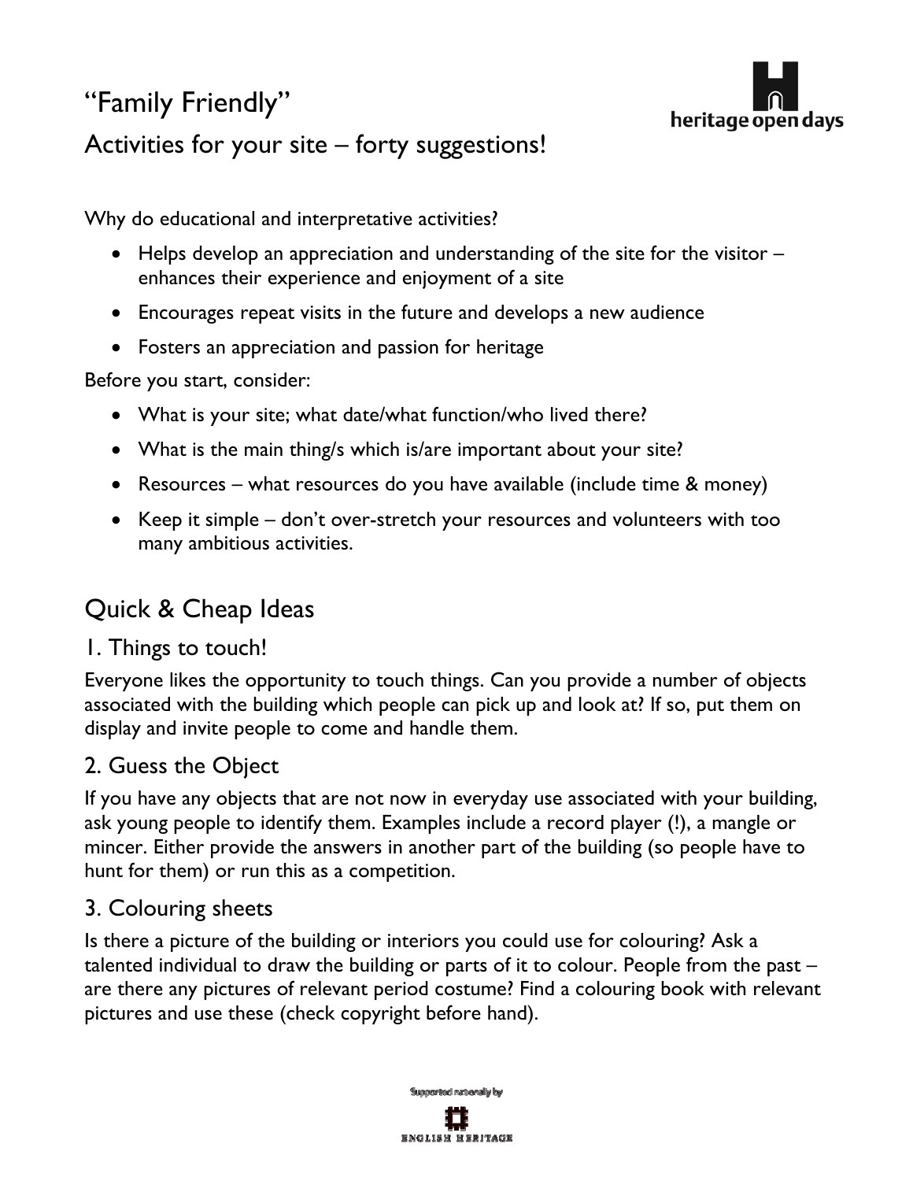# "Family Friendly"

## Activities for your site – forty suggestions!

Why do educational and interpretative activities?

- Helps develop an appreciation and understanding of the site for the visitor – enhances their experience and enjoyment of a site
- Encourages repeat visits in the future and develops a new audience
- Fosters an appreciation and passion for heritage

Before you start, consider:

- What is your site; what date/what function/who lived there?
- What is the main thing/s which is/are important about your site?
- Resources – what resources do you have available (include time & money)
- Keep it simple – don't over-stretch your resources and volunteers with too many ambitious activities.

## Quick & Cheap Ideas

### 1. Things to touch!

Everyone likes the opportunity to touch things. Can you provide a number of objects associated with the building which people can pick up and look at? If so, put them on display and invite people to come and handle them.

### 2. Guess the Object

If you have any objects that are not now in everyday use associated with your building, ask young people to identify them. Examples include a record player (!), a mangle or mincer. Either provide the answers in another part of the building (so people have to hunt for them) or run this as a competition.

### 3. Colouring sheets

Is there a picture of the building or interiors you could use for colouring? Ask a talented individual to draw the building or parts of it to colour. People from the past – are there any pictures of relevant period costume? Find a colouring book with relevant pictures and use these (check copyright before hand).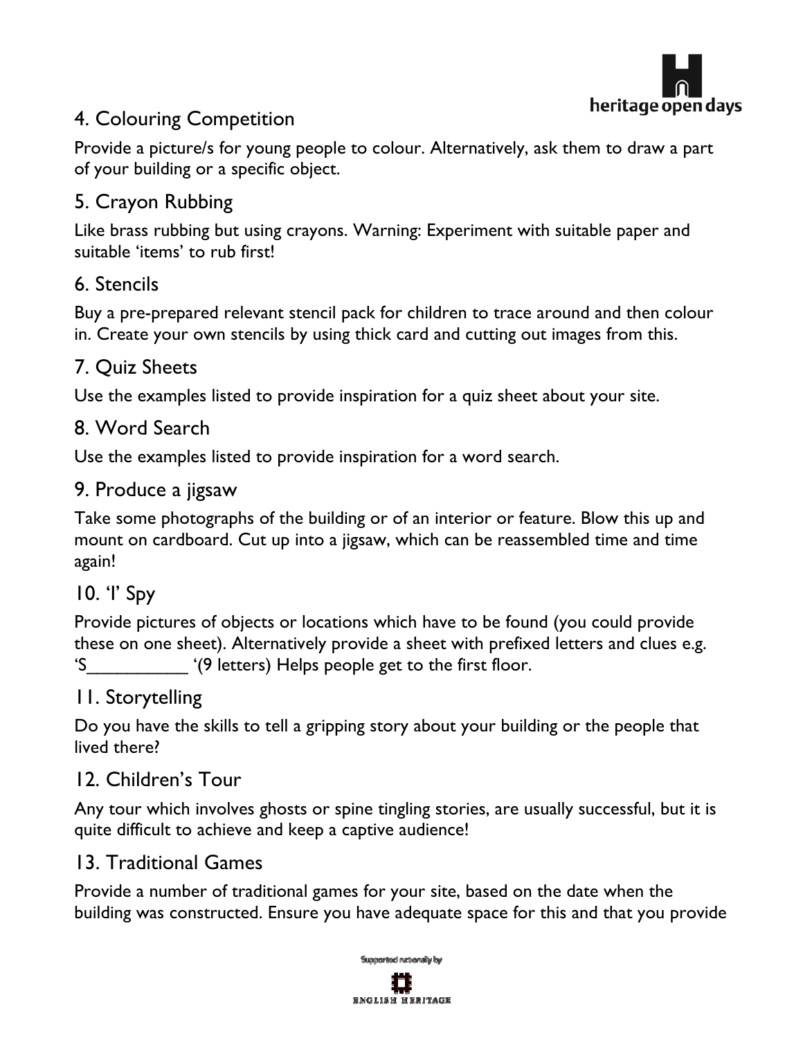## 4. Colouring Competition

Provide a picture/s for young people to colour. Alternatively, ask them to draw a part of your building or a specific object.

## 5. Crayon Rubbing

Like brass rubbing but using crayons. Warning: Experiment with suitable paper and suitable 'items' to rub first!

## 6. Stencils

Buy a pre-prepared relevant stencil pack for children to trace around and then colour in. Create your own stencils by using thick card and cutting out images from this.

## 7. Quiz Sheets

Use the examples listed to provide inspiration for a quiz sheet about your site.

## 8. Word Search

Use the examples listed to provide inspiration for a word search.

## 9. Produce a jigsaw

Take some photographs of the building or of an interior or feature. Blow this up and mount on cardboard. Cut up into a jigsaw, which can be reassembled time and time again!

## 10. 'I' Spy

Provide pictures of objects or locations which have to be found (you could provide these on one sheet). Alternatively provide a sheet with prefixed letters and clues e.g. 'S__________ '(9 letters) Helps people get to the first floor.

## 11. Storytelling

Do you have the skills to tell a gripping story about your building or the people that lived there?

## 12. Children's Tour

Any tour which involves ghosts or spine tingling stories, are usually successful, but it is quite difficult to achieve and keep a captive audience!

## 13. Traditional Games

Provide a number of traditional games for your site, based on the date when the building was constructed. Ensure you have adequate space for this and that you provide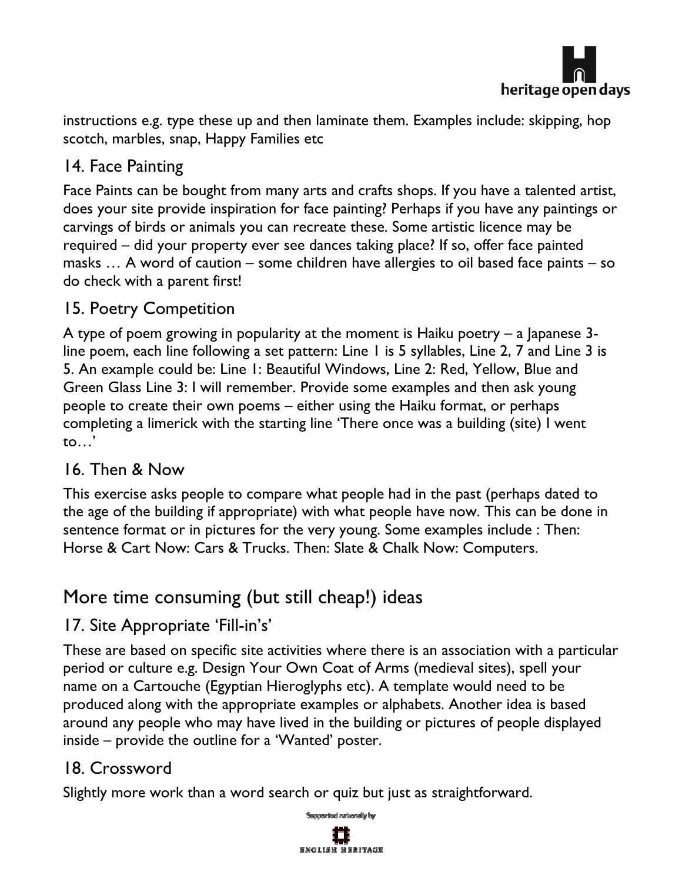instructions e.g. type these up and then laminate them. Examples include: skipping, hop scotch, marbles, snap, Happy Families etc

## 14. Face Painting

Face Paints can be bought from many arts and crafts shops. If you have a talented artist, does your site provide inspiration for face painting? Perhaps if you have any paintings or carvings of birds or animals you can recreate these. Some artistic licence may be required – did your property ever see dances taking place? If so, offer face painted masks … A word of caution – some children have allergies to oil based face paints – so do check with a parent first!

## 15. Poetry Competition

A type of poem growing in popularity at the moment is Haiku poetry – a Japanese 3-line poem, each line following a set pattern: Line 1 is 5 syllables, Line 2, 7 and Line 3 is 5. An example could be: Line 1: Beautiful Windows, Line 2: Red, Yellow, Blue and Green Glass Line 3: I will remember. Provide some examples and then ask young people to create their own poems – either using the Haiku format, or perhaps completing a limerick with the starting line 'There once was a building (site) I went to…'

## 16. Then & Now

This exercise asks people to compare what people had in the past (perhaps dated to the age of the building if appropriate) with what people have now. This can be done in sentence format or in pictures for the very young. Some examples include : Then: Horse & Cart Now: Cars & Trucks. Then: Slate & Chalk Now: Computers.

# More time consuming (but still cheap!) ideas

## 17. Site Appropriate 'Fill-in's'

These are based on specific site activities where there is an association with a particular period or culture e.g. Design Your Own Coat of Arms (medieval sites), spell your name on a Cartouche (Egyptian Hieroglyphs etc). A template would need to be produced along with the appropriate examples or alphabets. Another idea is based around any people who may have lived in the building or pictures of people displayed inside – provide the outline for a 'Wanted' poster.

## 18. Crossword

Slightly more work than a word search or quiz but just as straightforward.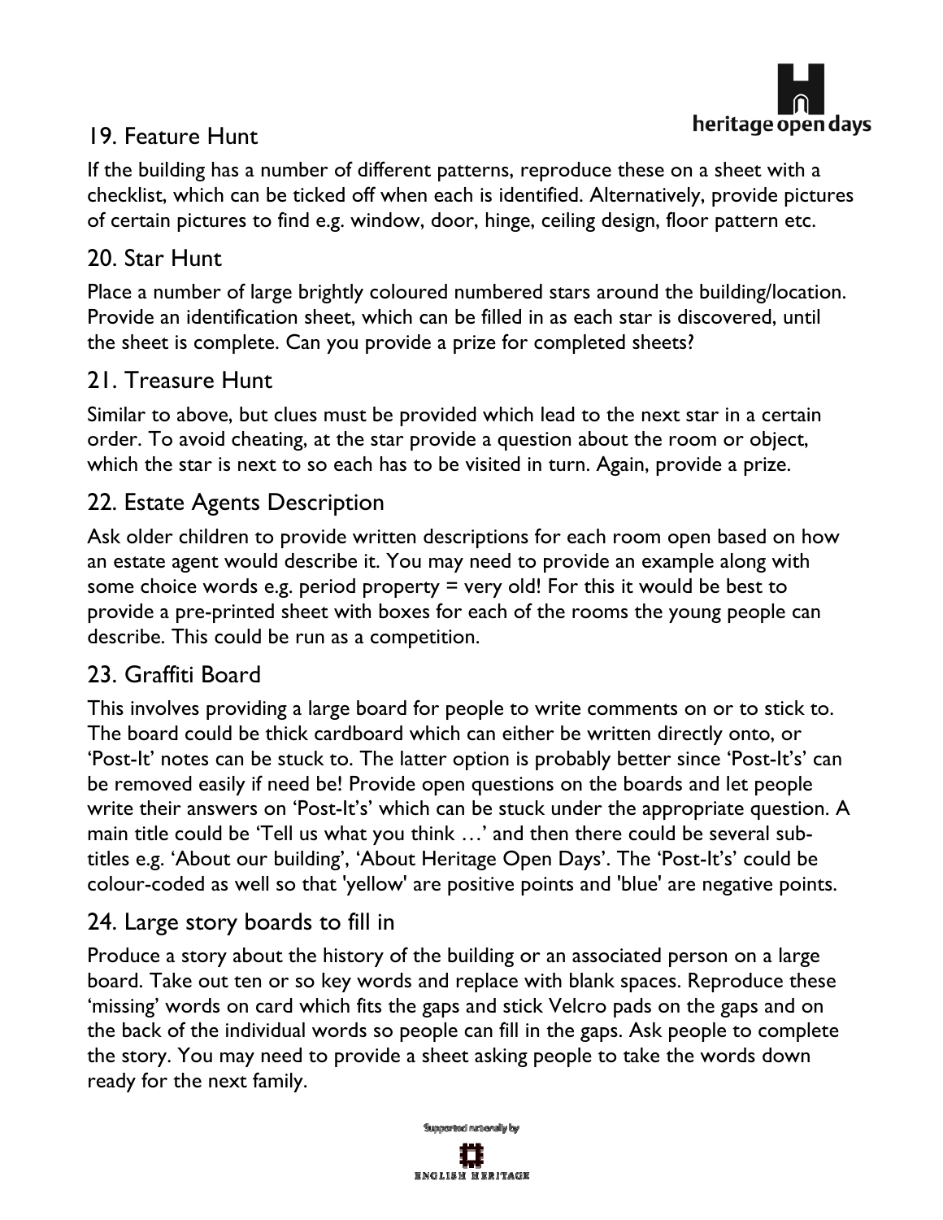## 19. Feature Hunt

If the building has a number of different patterns, reproduce these on a sheet with a checklist, which can be ticked off when each is identified. Alternatively, provide pictures of certain pictures to find e.g. window, door, hinge, ceiling design, floor pattern etc.

## 20. Star Hunt

Place a number of large brightly coloured numbered stars around the building/location. Provide an identification sheet, which can be filled in as each star is discovered, until the sheet is complete. Can you provide a prize for completed sheets?

## 21. Treasure Hunt

Similar to above, but clues must be provided which lead to the next star in a certain order. To avoid cheating, at the star provide a question about the room or object, which the star is next to so each has to be visited in turn. Again, provide a prize.

## 22. Estate Agents Description

Ask older children to provide written descriptions for each room open based on how an estate agent would describe it. You may need to provide an example along with some choice words e.g. period property = very old! For this it would be best to provide a pre-printed sheet with boxes for each of the rooms the young people can describe. This could be run as a competition.

## 23. Graffiti Board

This involves providing a large board for people to write comments on or to stick to. The board could be thick cardboard which can either be written directly onto, or 'Post-It' notes can be stuck to. The latter option is probably better since 'Post-It's' can be removed easily if need be! Provide open questions on the boards and let people write their answers on 'Post-It's' which can be stuck under the appropriate question. A main title could be 'Tell us what you think …' and then there could be several sub-titles e.g. 'About our building', 'About Heritage Open Days'. The 'Post-It's' could be colour-coded as well so that 'yellow' are positive points and 'blue' are negative points.

## 24. Large story boards to fill in

Produce a story about the history of the building or an associated person on a large board. Take out ten or so key words and replace with blank spaces. Reproduce these 'missing' words on card which fits the gaps and stick Velcro pads on the gaps and on the back of the individual words so people can fill in the gaps. Ask people to complete the story. You may need to provide a sheet asking people to take the words down ready for the next family.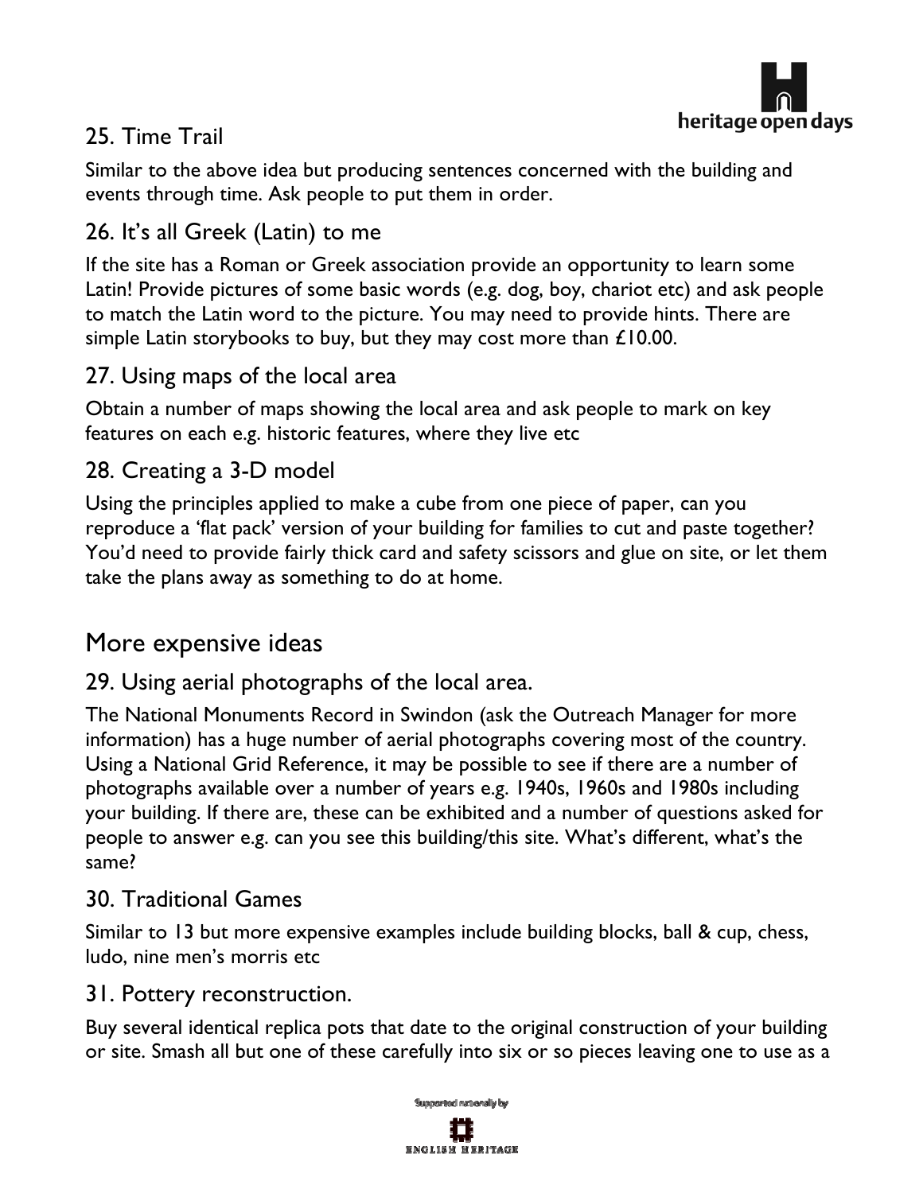### 25. Time Trail

Similar to the above idea but producing sentences concerned with the building and events through time. Ask people to put them in order.

### 26. It's all Greek (Latin) to me

If the site has a Roman or Greek association provide an opportunity to learn some Latin! Provide pictures of some basic words (e.g. dog, boy, chariot etc) and ask people to match the Latin word to the picture. You may need to provide hints. There are simple Latin storybooks to buy, but they may cost more than £10.00.

### 27. Using maps of the local area

Obtain a number of maps showing the local area and ask people to mark on key features on each e.g. historic features, where they live etc

### 28. Creating a 3-D model

Using the principles applied to make a cube from one piece of paper, can you reproduce a 'flat pack' version of your building for families to cut and paste together? You'd need to provide fairly thick card and safety scissors and glue on site, or let them take the plans away as something to do at home.

## More expensive ideas

### 29. Using aerial photographs of the local area.

The National Monuments Record in Swindon (ask the Outreach Manager for more information) has a huge number of aerial photographs covering most of the country. Using a National Grid Reference, it may be possible to see if there are a number of photographs available over a number of years e.g. 1940s, 1960s and 1980s including your building. If there are, these can be exhibited and a number of questions asked for people to answer e.g. can you see this building/this site. What's different, what's the same?

### 30. Traditional Games

Similar to 13 but more expensive examples include building blocks, ball & cup, chess, ludo, nine men's morris etc

### 31. Pottery reconstruction.

Buy several identical replica pots that date to the original construction of your building or site. Smash all but one of these carefully into six or so pieces leaving one to use as a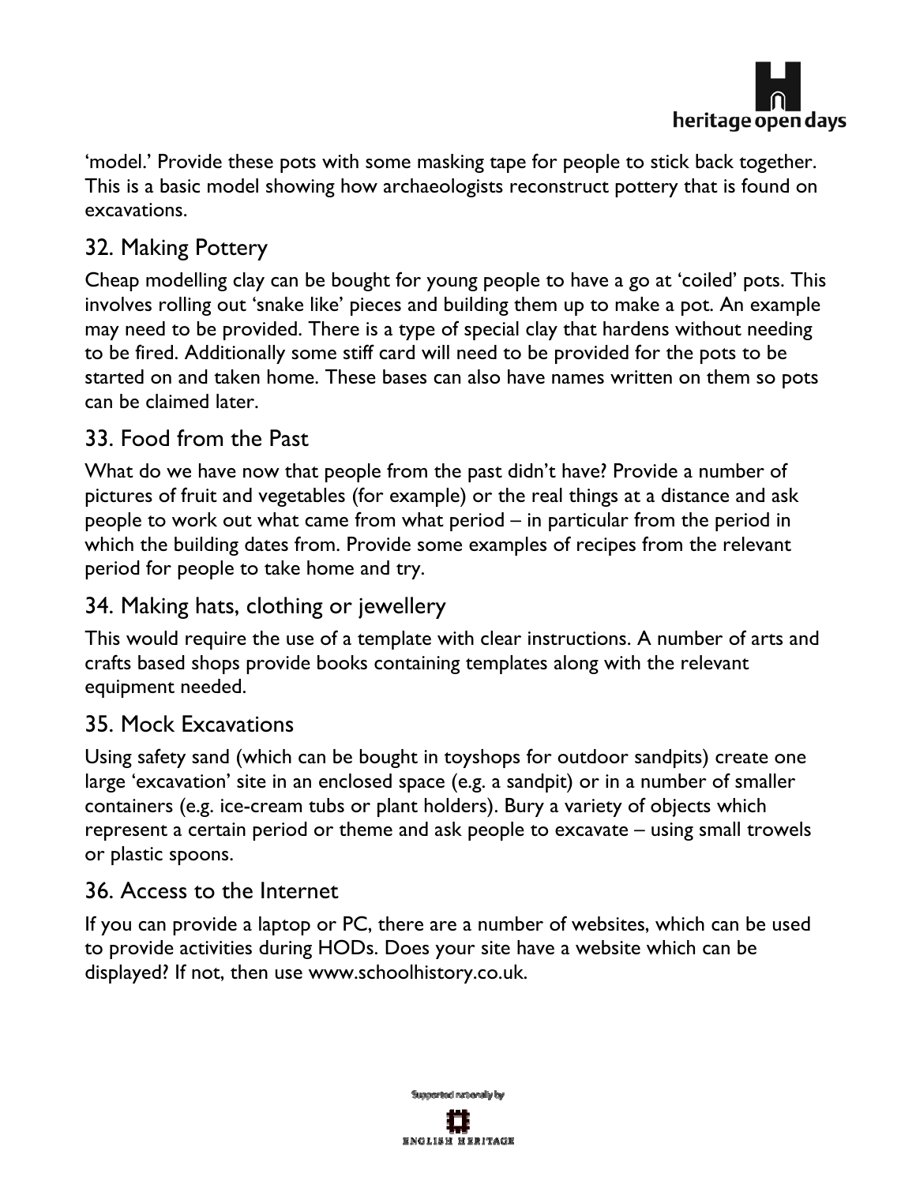'model.' Provide these pots with some masking tape for people to stick back together. This is a basic model showing how archaeologists reconstruct pottery that is found on excavations.

## 32. Making Pottery

Cheap modelling clay can be bought for young people to have a go at 'coiled' pots. This involves rolling out 'snake like' pieces and building them up to make a pot. An example may need to be provided. There is a type of special clay that hardens without needing to be fired. Additionally some stiff card will need to be provided for the pots to be started on and taken home. These bases can also have names written on them so pots can be claimed later.

## 33. Food from the Past

What do we have now that people from the past didn't have? Provide a number of pictures of fruit and vegetables (for example) or the real things at a distance and ask people to work out what came from what period – in particular from the period in which the building dates from. Provide some examples of recipes from the relevant period for people to take home and try.

## 34. Making hats, clothing or jewellery

This would require the use of a template with clear instructions. A number of arts and crafts based shops provide books containing templates along with the relevant equipment needed.

## 35. Mock Excavations

Using safety sand (which can be bought in toyshops for outdoor sandpits) create one large 'excavation' site in an enclosed space (e.g. a sandpit) or in a number of smaller containers (e.g. ice-cream tubs or plant holders). Bury a variety of objects which represent a certain period or theme and ask people to excavate – using small trowels or plastic spoons.

## 36. Access to the Internet

If you can provide a laptop or PC, there are a number of websites, which can be used to provide activities during HODs. Does your site have a website which can be displayed? If not, then use www.schoolhistory.co.uk.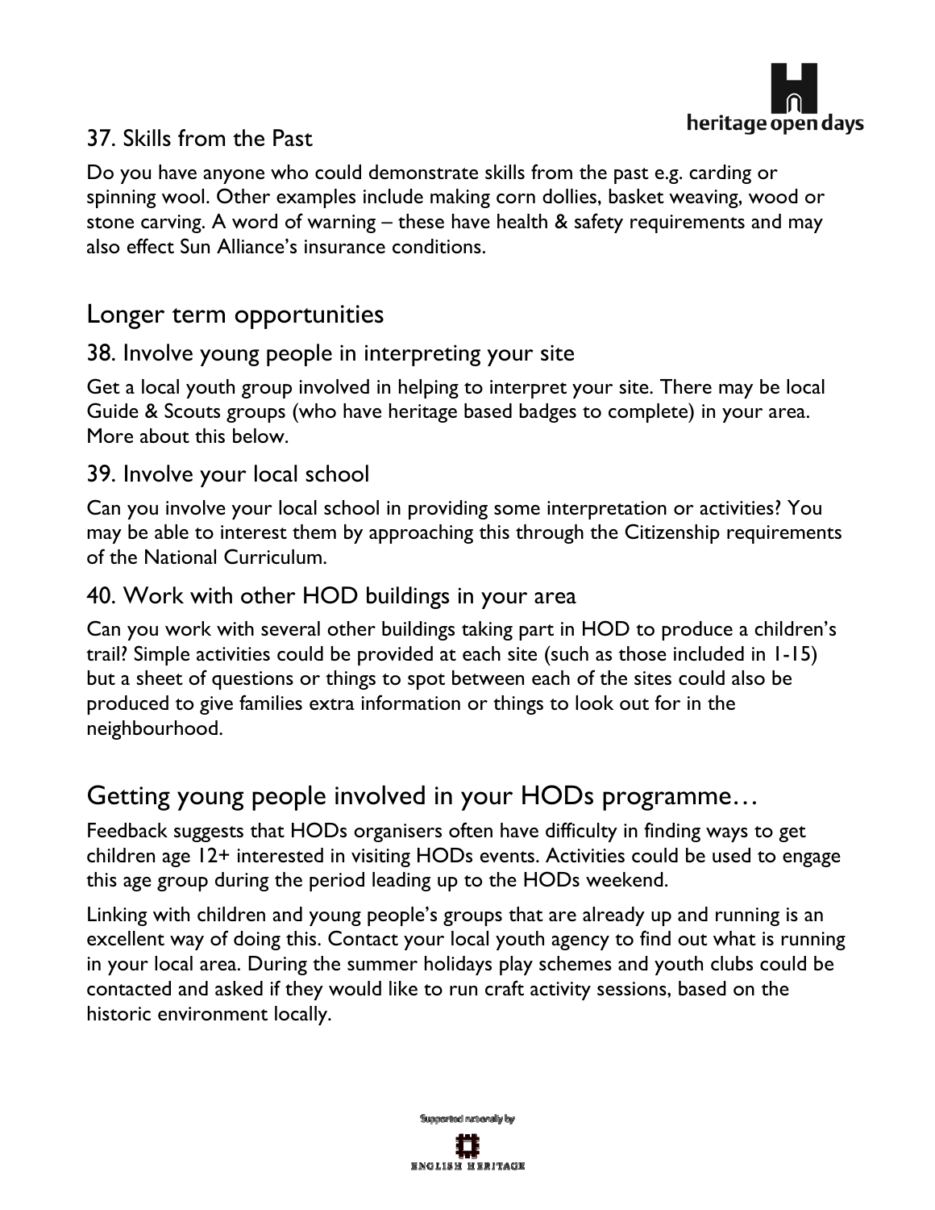### 37. Skills from the Past

Do you have anyone who could demonstrate skills from the past e.g. carding or spinning wool. Other examples include making corn dollies, basket weaving, wood or stone carving. A word of warning – these have health & safety requirements and may also effect Sun Alliance's insurance conditions.

## Longer term opportunities

### 38. Involve young people in interpreting your site

Get a local youth group involved in helping to interpret your site. There may be local Guide & Scouts groups (who have heritage based badges to complete) in your area. More about this below.

### 39. Involve your local school

Can you involve your local school in providing some interpretation or activities? You may be able to interest them by approaching this through the Citizenship requirements of the National Curriculum.

### 40. Work with other HOD buildings in your area

Can you work with several other buildings taking part in HOD to produce a children's trail? Simple activities could be provided at each site (such as those included in 1-15) but a sheet of questions or things to spot between each of the sites could also be produced to give families extra information or things to look out for in the neighbourhood.

## Getting young people involved in your HODs programme…

Feedback suggests that HODs organisers often have difficulty in finding ways to get children age 12+ interested in visiting HODs events. Activities could be used to engage this age group during the period leading up to the HODs weekend.

Linking with children and young people's groups that are already up and running is an excellent way of doing this. Contact your local youth agency to find out what is running in your local area. During the summer holidays play schemes and youth clubs could be contacted and asked if they would like to run craft activity sessions, based on the historic environment locally.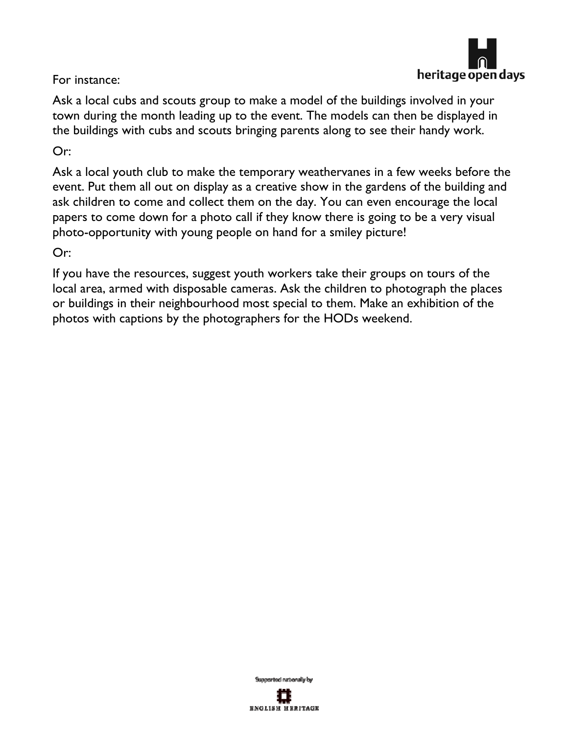For instance:

Ask a local cubs and scouts group to make a model of the buildings involved in your town during the month leading up to the event. The models can then be displayed in the buildings with cubs and scouts bringing parents along to see their handy work.

Or:

Ask a local youth club to make the temporary weathervanes in a few weeks before the event. Put them all out on display as a creative show in the gardens of the building and ask children to come and collect them on the day. You can even encourage the local papers to come down for a photo call if they know there is going to be a very visual photo-opportunity with young people on hand for a smiley picture!

Or:

If you have the resources, suggest youth workers take their groups on tours of the local area, armed with disposable cameras. Ask the children to photograph the places or buildings in their neighbourhood most special to them. Make an exhibition of the photos with captions by the photographers for the HODs weekend.